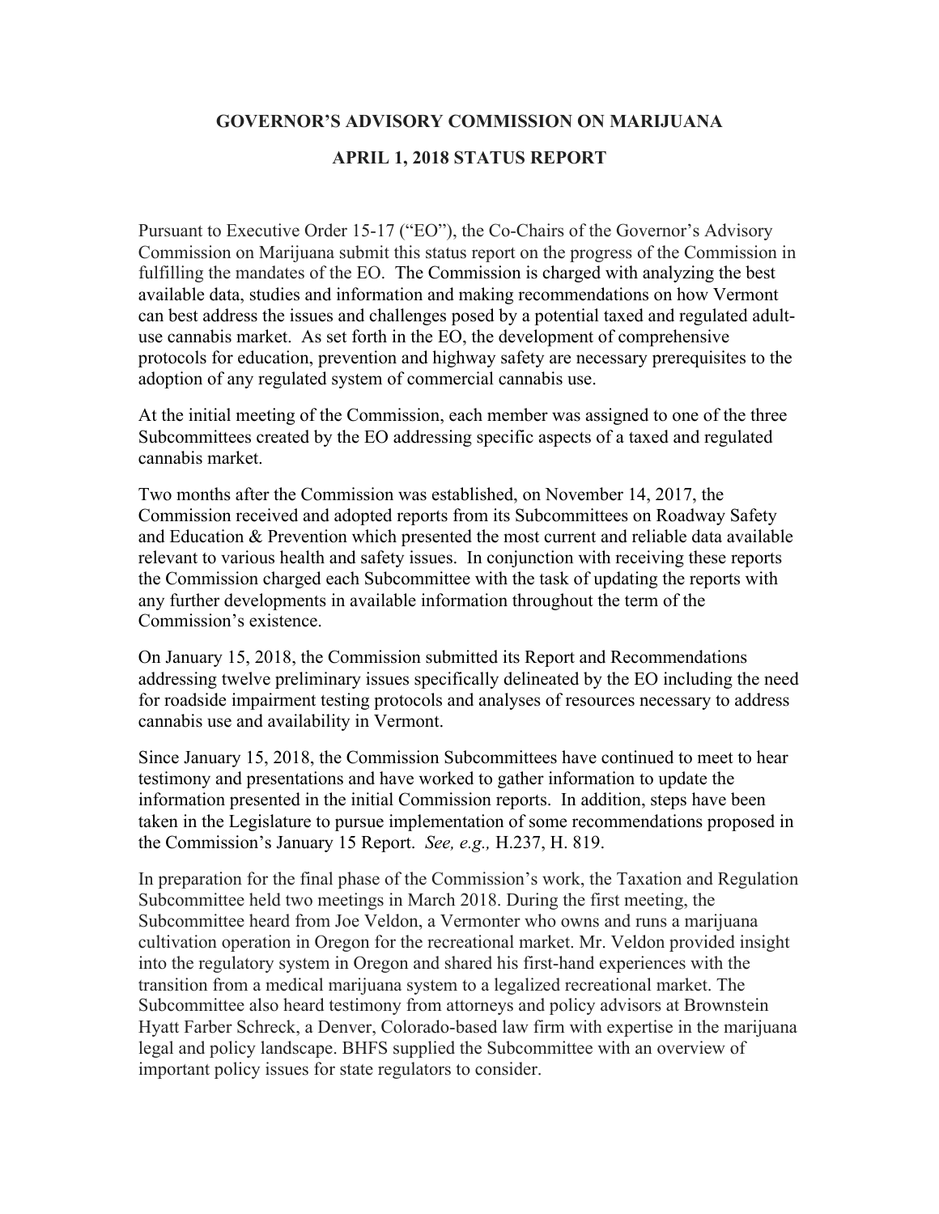# GOVERNOR'S ADVISORY COMMISSION ON MARIJUANA

## APRIL 1, 2018 STATUS REPORT

Pursuant to Executive Order 15-17 ("EO"), the Co-Chairs of the Governor's Advisory Commission on Marijuana submit this status report on the progress of the Commission in fulfilling the mandates of the EO. The Commission is charged with analyzing the best available data, studies and information and making recommendations on how Vermont can best address the issues and challenges posed by a potential taxed and regulated adult-use cannabis market. As set forth in the EO, the development of comprehensive protocols for education, prevention and highway safety are necessary prerequisites to the adoption of any regulated system of commercial cannabis use.

At the initial meeting of the Commission, each member was assigned to one of the three Subcommittees created by the EO addressing specific aspects of a taxed and regulated cannabis market.

Two months after the Commission was established, on November 14, 2017, the Commission received and adopted reports from its Subcommittees on Roadway Safety and Education & Prevention which presented the most current and reliable data available relevant to various health and safety issues. In conjunction with receiving these reports the Commission charged each Subcommittee with the task of updating the reports with any further developments in available information throughout the term of the Commission's existence.

On January 15, 2018, the Commission submitted its Report and Recommendations addressing twelve preliminary issues specifically delineated by the EO including the need for roadside impairment testing protocols and analyses of resources necessary to address cannabis use and availability in Vermont.

Since January 15, 2018, the Commission Subcommittees have continued to meet to hear testimony and presentations and have worked to gather information to update the information presented in the initial Commission reports. In addition, steps have been taken in the Legislature to pursue implementation of some recommendations proposed in the Commission's January 15 Report. *See, e.g.,* H.237, H. 819.

In preparation for the final phase of the Commission's work, the Taxation and Regulation Subcommittee held two meetings in March 2018. During the first meeting, the Subcommittee heard from Joe Veldon, a Vermonter who owns and runs a marijuana cultivation operation in Oregon for the recreational market. Mr. Veldon provided insight into the regulatory system in Oregon and shared his first-hand experiences with the transition from a medical marijuana system to a legalized recreational market. The Subcommittee also heard testimony from attorneys and policy advisors at Brownstein Hyatt Farber Schreck, a Denver, Colorado-based law firm with expertise in the marijuana legal and policy landscape. BHFS supplied the Subcommittee with an overview of important policy issues for state regulators to consider.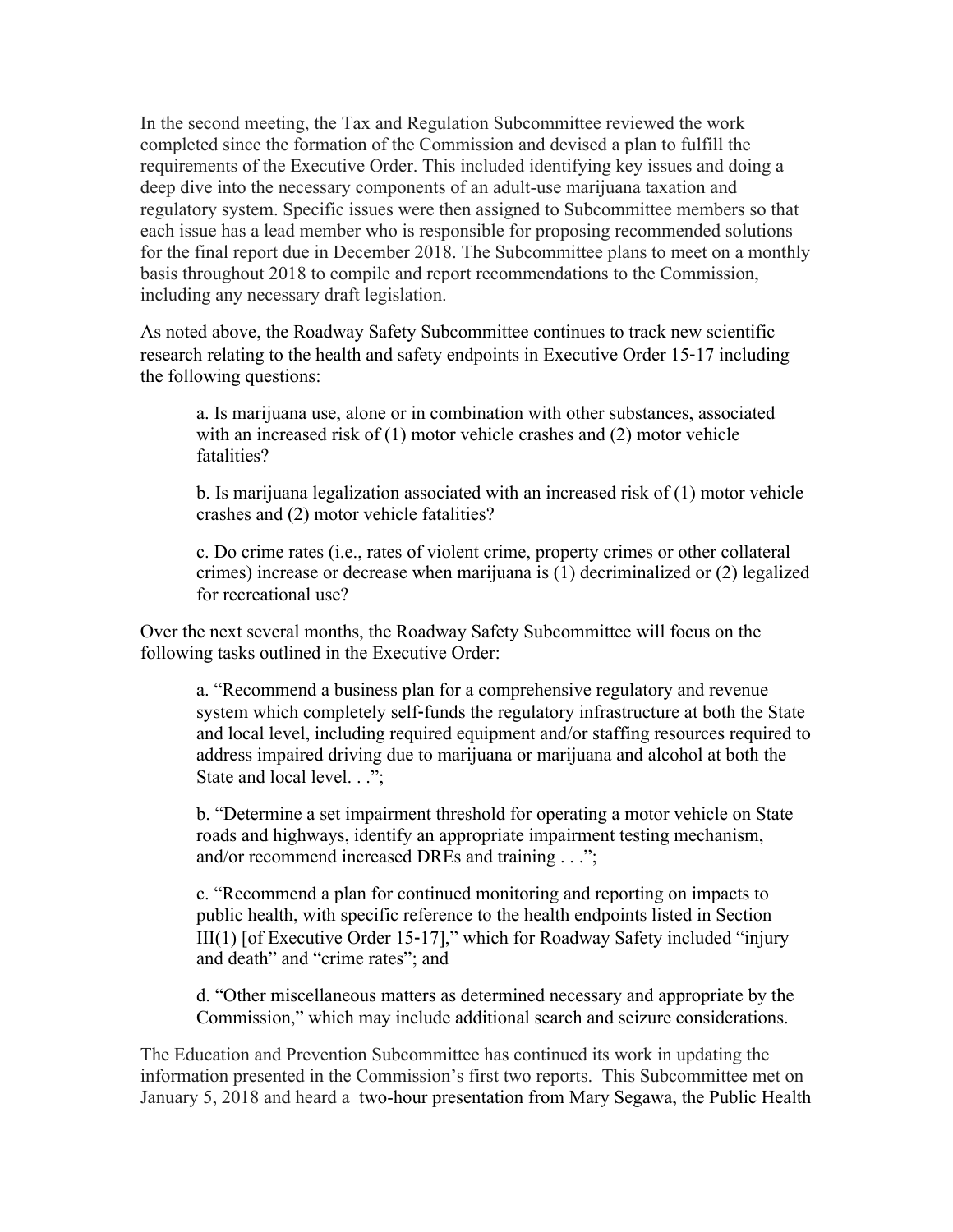In the second meeting, the Tax and Regulation Subcommittee reviewed the work completed since the formation of the Commission and devised a plan to fulfill the requirements of the Executive Order. This included identifying key issues and doing a deep dive into the necessary components of an adult-use marijuana taxation and regulatory system. Specific issues were then assigned to Subcommittee members so that each issue has a lead member who is responsible for proposing recommended solutions for the final report due in December 2018. The Subcommittee plans to meet on a monthly basis throughout 2018 to compile and report recommendations to the Commission, including any necessary draft legislation.

As noted above, the Roadway Safety Subcommittee continues to track new scientific research relating to the health and safety endpoints in Executive Order 15-17 including the following questions:

> a. Is marijuana use, alone or in combination with other substances, associated with an increased risk of (1) motor vehicle crashes and (2) motor vehicle fatalities?
>
> b. Is marijuana legalization associated with an increased risk of (1) motor vehicle crashes and (2) motor vehicle fatalities?
>
> c. Do crime rates (i.e., rates of violent crime, property crimes or other collateral crimes) increase or decrease when marijuana is (1) decriminalized or (2) legalized for recreational use?

Over the next several months, the Roadway Safety Subcommittee will focus on the following tasks outlined in the Executive Order:

> a. "Recommend a business plan for a comprehensive regulatory and revenue system which completely self-funds the regulatory infrastructure at both the State and local level, including required equipment and/or staffing resources required to address impaired driving due to marijuana or marijuana and alcohol at both the State and local level. . .";
>
> b. "Determine a set impairment threshold for operating a motor vehicle on State roads and highways, identify an appropriate impairment testing mechanism, and/or recommend increased DREs and training . . .";
>
> c. "Recommend a plan for continued monitoring and reporting on impacts to public health, with specific reference to the health endpoints listed in Section III(1) [of Executive Order 15-17]," which for Roadway Safety included "injury and death" and "crime rates"; and
>
> d. "Other miscellaneous matters as determined necessary and appropriate by the Commission," which may include additional search and seizure considerations.

The Education and Prevention Subcommittee has continued its work in updating the information presented in the Commission's first two reports. This Subcommittee met on January 5, 2018 and heard a two-hour presentation from Mary Segawa, the Public Health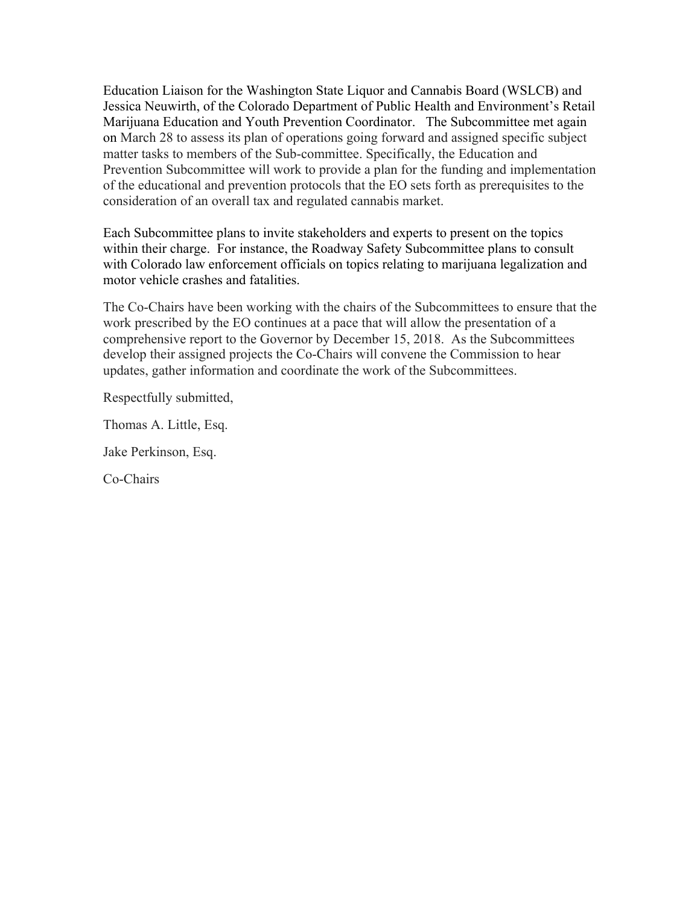Education Liaison for the Washington State Liquor and Cannabis Board (WSLCB) and Jessica Neuwirth, of the Colorado Department of Public Health and Environment's Retail Marijuana Education and Youth Prevention Coordinator. The Subcommittee met again on March 28 to assess its plan of operations going forward and assigned specific subject matter tasks to members of the Sub-committee. Specifically, the Education and Prevention Subcommittee will work to provide a plan for the funding and implementation of the educational and prevention protocols that the EO sets forth as prerequisites to the consideration of an overall tax and regulated cannabis market.

Each Subcommittee plans to invite stakeholders and experts to present on the topics within their charge. For instance, the Roadway Safety Subcommittee plans to consult with Colorado law enforcement officials on topics relating to marijuana legalization and motor vehicle crashes and fatalities.

The Co-Chairs have been working with the chairs of the Subcommittees to ensure that the work prescribed by the EO continues at a pace that will allow the presentation of a comprehensive report to the Governor by December 15, 2018. As the Subcommittees develop their assigned projects the Co-Chairs will convene the Commission to hear updates, gather information and coordinate the work of the Subcommittees.

Respectfully submitted,

Thomas A. Little, Esq.

Jake Perkinson, Esq.

Co-Chairs